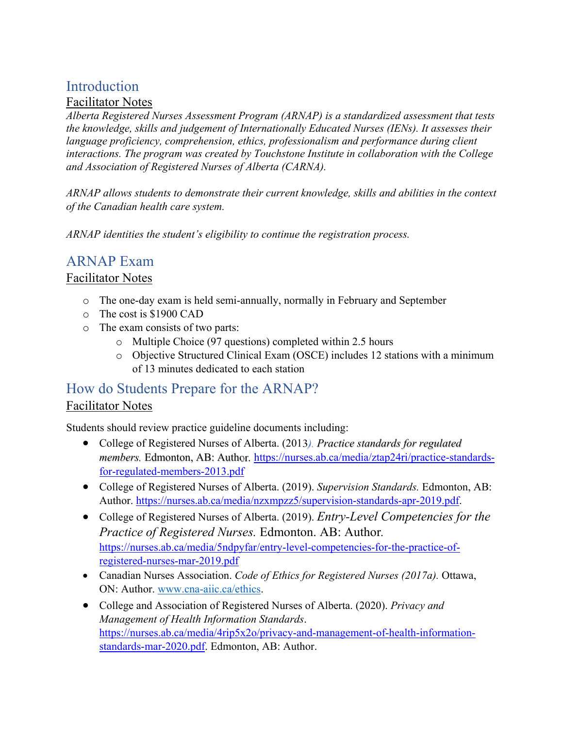## Introduction

### Facilitator Notes

*Alberta Registered Nurses Assessment Program (ARNAP) is a standardized assessment that tests the knowledge, skills and judgement of Internationally Educated Nurses (IENs). It assesses their language proficiency, comprehension, ethics, professionalism and performance during client interactions. The program was created by Touchstone Institute in collaboration with the College and Association of Registered Nurses of Alberta (CARNA).*

*ARNAP allows students to demonstrate their current knowledge, skills and abilities in the context of the Canadian health care system.*

*ARNAP identities the student's eligibility to continue the registration process.*

## ARNAP Exam

### Facilitator Notes

- The one-day exam is held semi-annually, normally in February and September
- The cost is $1900 CAD
- The exam consists of two parts:
  - Multiple Choice (97 questions) completed within 2.5 hours
  - Objective Structured Clinical Exam (OSCE) includes 12 stations with a minimum of 13 minutes dedicated to each station

## How do Students Prepare for the ARNAP?

### Facilitator Notes

Students should review practice guideline documents including:

- College of Registered Nurses of Alberta. (2013). *Practice standards for regulated members.* Edmonton, AB: Author. https://nurses.ab.ca/media/ztap24ri/practice-standards-for-regulated-members-2013.pdf
- College of Registered Nurses of Alberta. (2019). *Supervision Standards.* Edmonton, AB: Author. https://nurses.ab.ca/media/nzxmpzz5/supervision-standards-apr-2019.pdf.
- College of Registered Nurses of Alberta. (2019). *Entry-Level Competencies for the Practice of Registered Nurses.* Edmonton. AB: Author. https://nurses.ab.ca/media/5ndpyfar/entry-level-competencies-for-the-practice-of-registered-nurses-mar-2019.pdf
- Canadian Nurses Association. *Code of Ethics for Registered Nurses (2017a).* Ottawa, ON: Author. www.cna-aiic.ca/ethics.
- College and Association of Registered Nurses of Alberta. (2020). *Privacy and Management of Health Information Standards*. https://nurses.ab.ca/media/4rip5x2o/privacy-and-management-of-health-information-standards-mar-2020.pdf. Edmonton, AB: Author.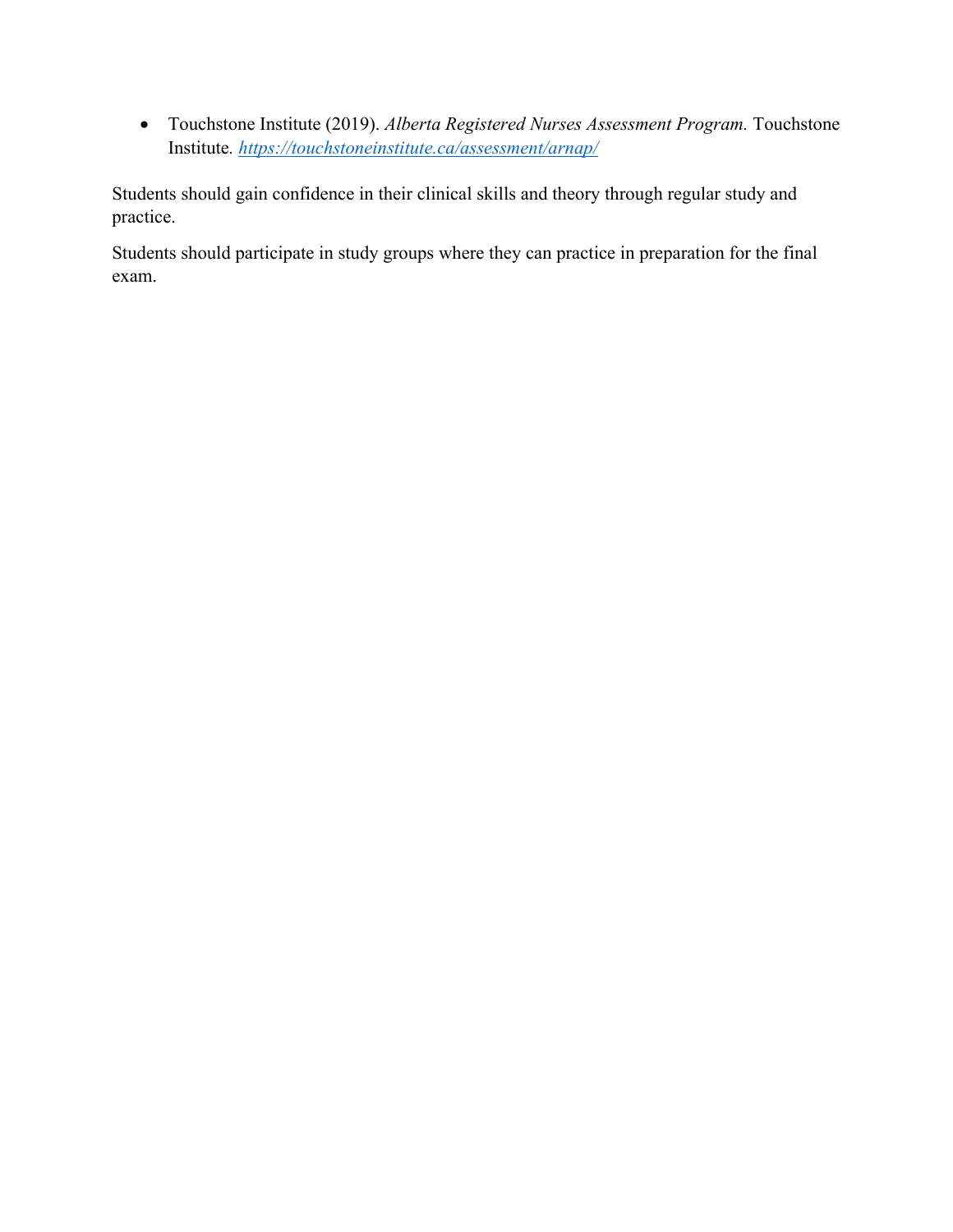- Touchstone Institute (2019). *Alberta Registered Nurses Assessment Program.* Touchstone Institute. [*https://touchstoneinstitute.ca/assessment/arnap/*](https://touchstoneinstitute.ca/assessment/arnap/)

Students should gain confidence in their clinical skills and theory through regular study and practice.

Students should participate in study groups where they can practice in preparation for the final exam.